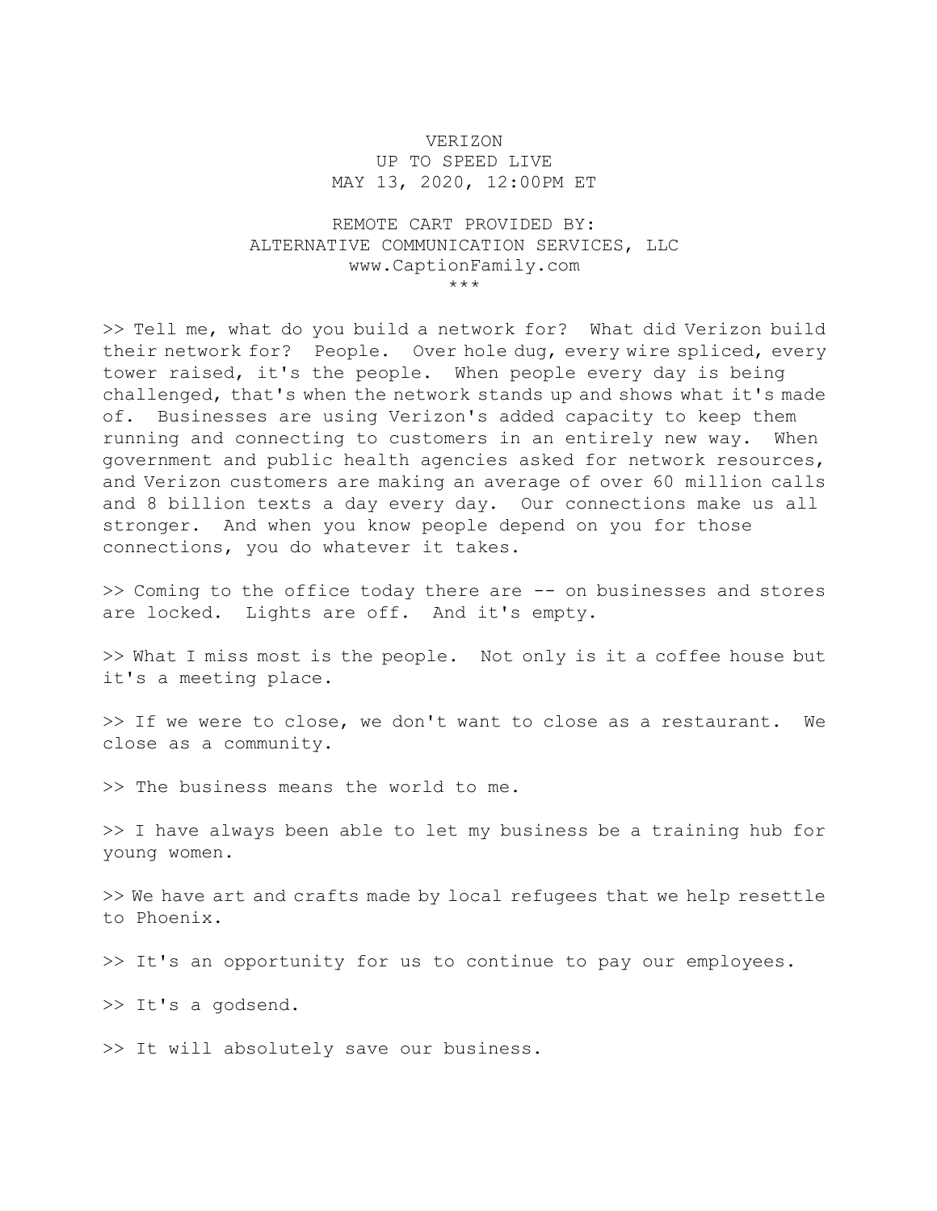VERIZON
UP TO SPEED LIVE
MAY 13, 2020, 12:00PM ET

REMOTE CART PROVIDED BY:
ALTERNATIVE COMMUNICATION SERVICES, LLC
www.CaptionFamily.com
***

>> Tell me, what do you build a network for? What did Verizon build their network for? People. Over hole dug, every wire spliced, every tower raised, it's the people. When people every day is being challenged, that's when the network stands up and shows what it's made of. Businesses are using Verizon's added capacity to keep them running and connecting to customers in an entirely new way. When government and public health agencies asked for network resources, and Verizon customers are making an average of over 60 million calls and 8 billion texts a day every day. Our connections make us all stronger. And when you know people depend on you for those connections, you do whatever it takes.

>> Coming to the office today there are -- on businesses and stores are locked. Lights are off. And it's empty.

>> What I miss most is the people. Not only is it a coffee house but it's a meeting place.

>> If we were to close, we don't want to close as a restaurant. We close as a community.

>> The business means the world to me.

>> I have always been able to let my business be a training hub for young women.

>> We have art and crafts made by local refugees that we help resettle to Phoenix.

>> It's an opportunity for us to continue to pay our employees.

>> It's a godsend.

>> It will absolutely save our business.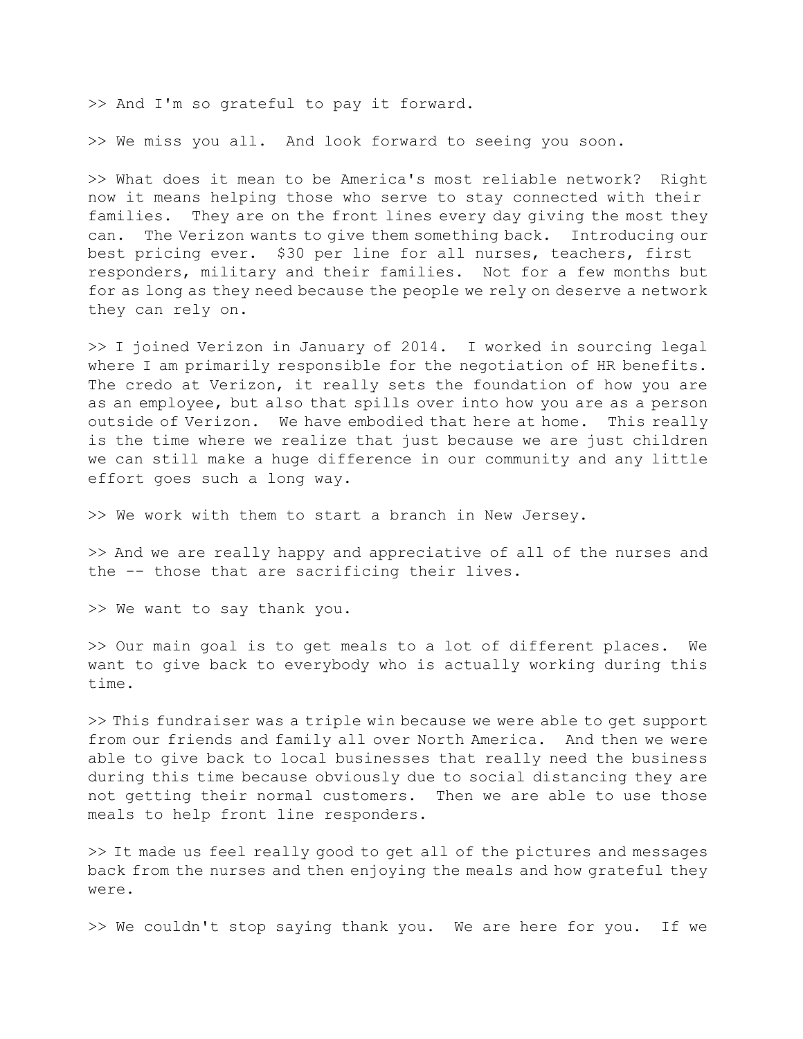>> And I'm so grateful to pay it forward.

>> We miss you all. And look forward to seeing you soon.

>> What does it mean to be America's most reliable network? Right now it means helping those who serve to stay connected with their families. They are on the front lines every day giving the most they can. The Verizon wants to give them something back. Introducing our best pricing ever. $30 per line for all nurses, teachers, first responders, military and their families. Not for a few months but for as long as they need because the people we rely on deserve a network they can rely on.

>> I joined Verizon in January of 2014. I worked in sourcing legal where I am primarily responsible for the negotiation of HR benefits. The credo at Verizon, it really sets the foundation of how you are as an employee, but also that spills over into how you are as a person outside of Verizon. We have embodied that here at home. This really is the time where we realize that just because we are just children we can still make a huge difference in our community and any little effort goes such a long way.

>> We work with them to start a branch in New Jersey.

>> And we are really happy and appreciative of all of the nurses and the -- those that are sacrificing their lives.

>> We want to say thank you.

>> Our main goal is to get meals to a lot of different places. We want to give back to everybody who is actually working during this time.

>> This fundraiser was a triple win because we were able to get support from our friends and family all over North America. And then we were able to give back to local businesses that really need the business during this time because obviously due to social distancing they are not getting their normal customers. Then we are able to use those meals to help front line responders.

>> It made us feel really good to get all of the pictures and messages back from the nurses and then enjoying the meals and how grateful they were.

>> We couldn't stop saying thank you. We are here for you. If we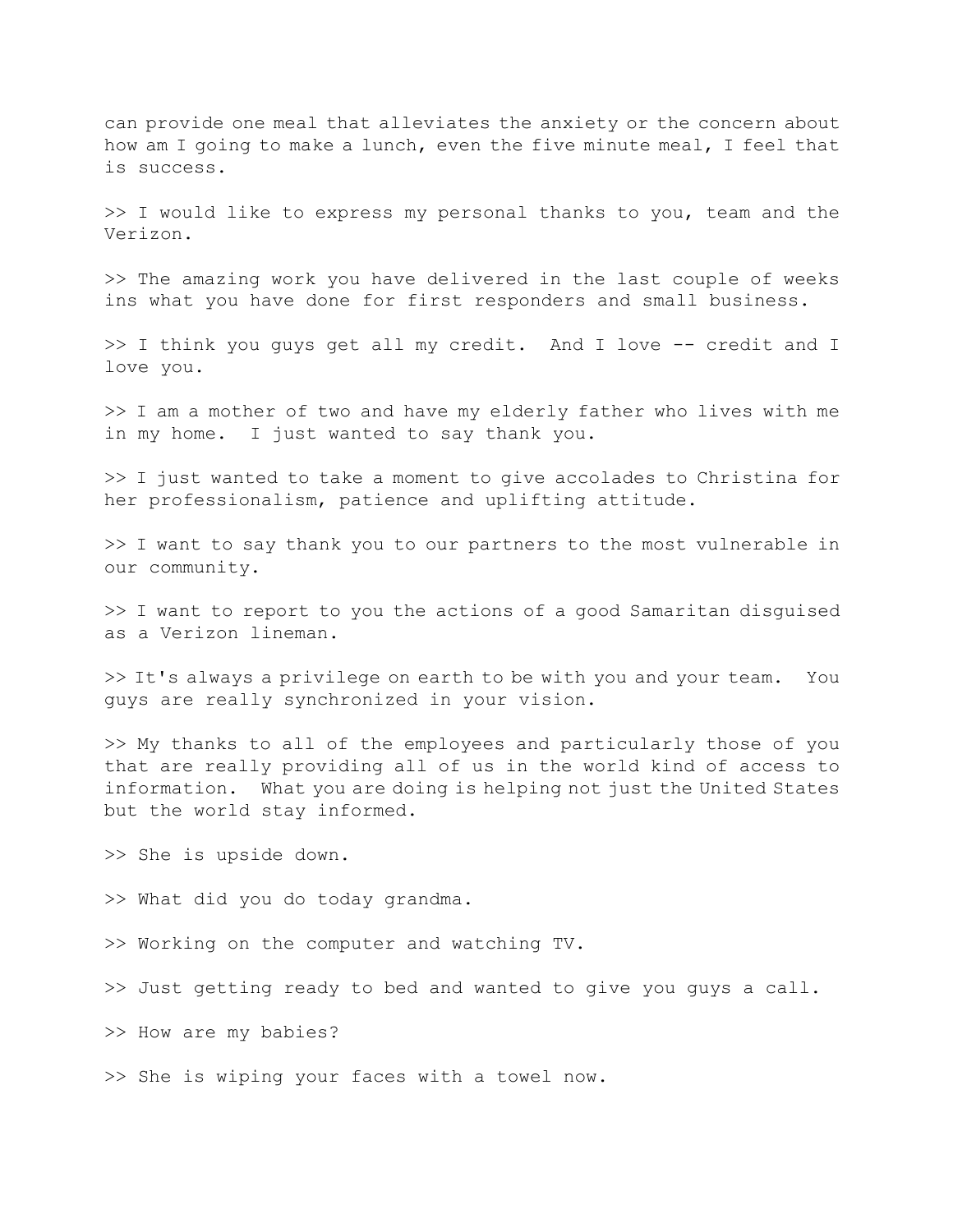can provide one meal that alleviates the anxiety or the concern about how am I going to make a lunch, even the five minute meal, I feel that is success.

>> I would like to express my personal thanks to you, team and the Verizon.

>> The amazing work you have delivered in the last couple of weeks ins what you have done for first responders and small business.

>> I think you guys get all my credit. And I love -- credit and I love you.

>> I am a mother of two and have my elderly father who lives with me in my home. I just wanted to say thank you.

>> I just wanted to take a moment to give accolades to Christina for her professionalism, patience and uplifting attitude.

>> I want to say thank you to our partners to the most vulnerable in our community.

>> I want to report to you the actions of a good Samaritan disguised as a Verizon lineman.

>> It's always a privilege on earth to be with you and your team. You guys are really synchronized in your vision.

>> My thanks to all of the employees and particularly those of you that are really providing all of us in the world kind of access to information. What you are doing is helping not just the United States but the world stay informed.

>> She is upside down.

>> What did you do today grandma.

>> Working on the computer and watching TV.

>> Just getting ready to bed and wanted to give you guys a call.

>> How are my babies?

>> She is wiping your faces with a towel now.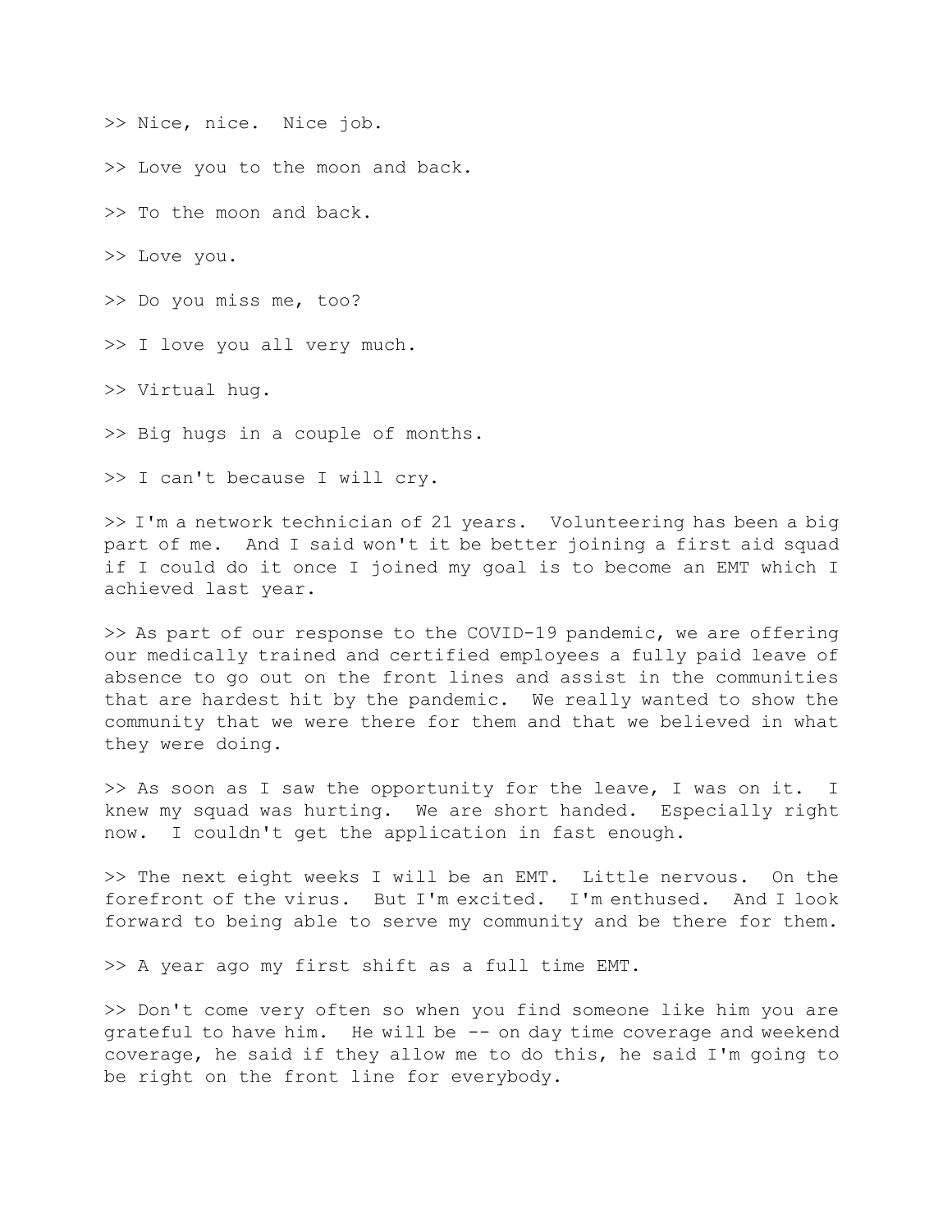>> Nice, nice.  Nice job.

>> Love you to the moon and back.

>> To the moon and back.

>> Love you.

>> Do you miss me, too?

>> I love you all very much.

>> Virtual hug.

>> Big hugs in a couple of months.

>> I can't because I will cry.

>> I'm a network technician of 21 years.  Volunteering has been a big part of me.  And I said won't it be better joining a first aid squad if I could do it once I joined my goal is to become an EMT which I achieved last year.

>> As part of our response to the COVID-19 pandemic, we are offering our medically trained and certified employees a fully paid leave of absence to go out on the front lines and assist in the communities that are hardest hit by the pandemic.  We really wanted to show the community that we were there for them and that we believed in what they were doing.

>> As soon as I saw the opportunity for the leave, I was on it.  I knew my squad was hurting.  We are short handed.  Especially right now.  I couldn't get the application in fast enough.

>> The next eight weeks I will be an EMT.  Little nervous.  On the forefront of the virus.  But I'm excited.  I'm enthused.  And I look forward to being able to serve my community and be there for them.

>> A year ago my first shift as a full time EMT.

>> Don't come very often so when you find someone like him you are grateful to have him.  He will be -- on day time coverage and weekend coverage, he said if they allow me to do this, he said I'm going to be right on the front line for everybody.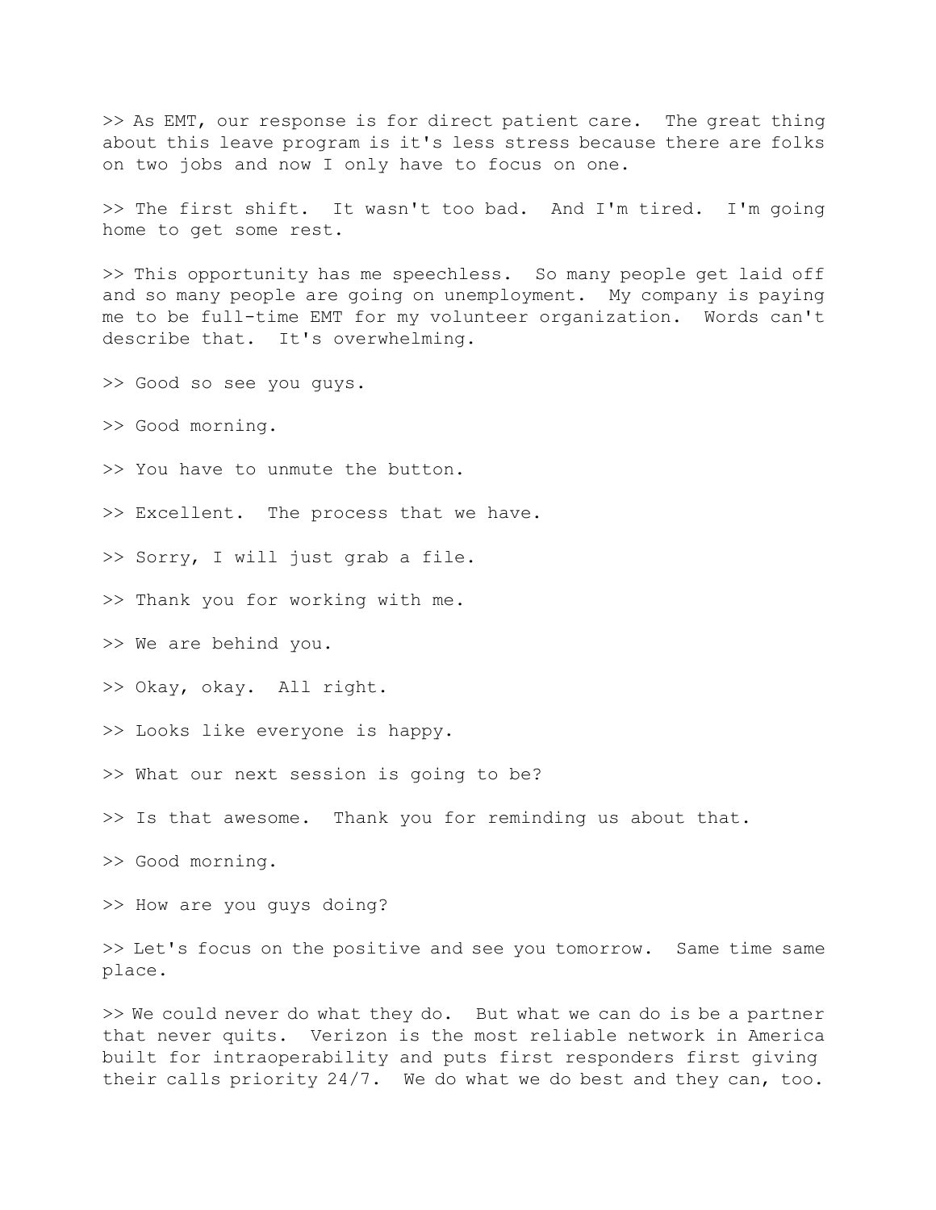>> As EMT, our response is for direct patient care. The great thing about this leave program is it's less stress because there are folks on two jobs and now I only have to focus on one.

>> The first shift. It wasn't too bad. And I'm tired. I'm going home to get some rest.

>> This opportunity has me speechless. So many people get laid off and so many people are going on unemployment. My company is paying me to be full-time EMT for my volunteer organization. Words can't describe that. It's overwhelming.

>> Good so see you guys.

>> Good morning.

>> You have to unmute the button.

>> Excellent. The process that we have.

>> Sorry, I will just grab a file.

>> Thank you for working with me.

>> We are behind you.

>> Okay, okay. All right.

>> Looks like everyone is happy.

>> What our next session is going to be?

>> Is that awesome. Thank you for reminding us about that.

>> Good morning.

>> How are you guys doing?

>> Let's focus on the positive and see you tomorrow. Same time same place.

>> We could never do what they do. But what we can do is be a partner that never quits. Verizon is the most reliable network in America built for intraoperability and puts first responders first giving their calls priority 24/7. We do what we do best and they can, too.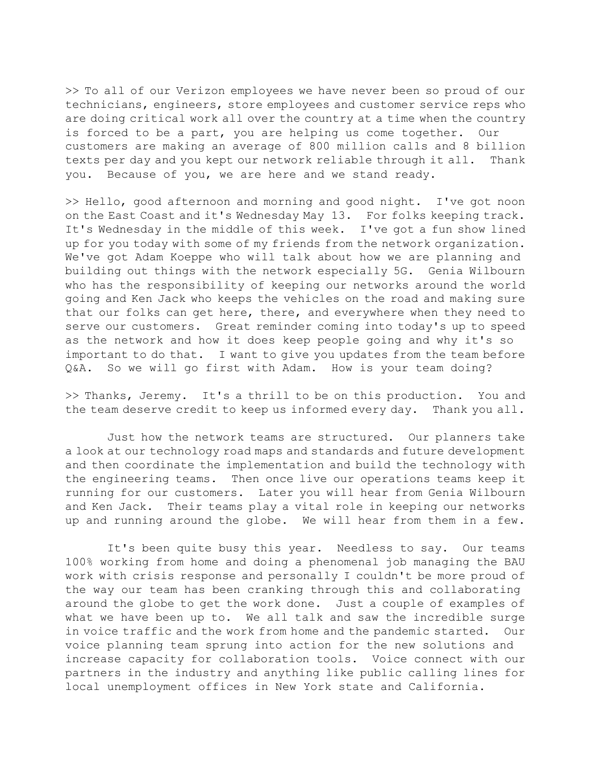>> To all of our Verizon employees we have never been so proud of our technicians, engineers, store employees and customer service reps who are doing critical work all over the country at a time when the country is forced to be a part, you are helping us come together. Our customers are making an average of 800 million calls and 8 billion texts per day and you kept our network reliable through it all. Thank you. Because of you, we are here and we stand ready.

>> Hello, good afternoon and morning and good night. I've got noon on the East Coast and it's Wednesday May 13. For folks keeping track. It's Wednesday in the middle of this week. I've got a fun show lined up for you today with some of my friends from the network organization. We've got Adam Koeppe who will talk about how we are planning and building out things with the network especially 5G. Genia Wilbourn who has the responsibility of keeping our networks around the world going and Ken Jack who keeps the vehicles on the road and making sure that our folks can get here, there, and everywhere when they need to serve our customers. Great reminder coming into today's up to speed as the network and how it does keep people going and why it's so important to do that. I want to give you updates from the team before Q&A. So we will go first with Adam. How is your team doing?

>> Thanks, Jeremy. It's a thrill to be on this production. You and the team deserve credit to keep us informed every day. Thank you all.

Just how the network teams are structured. Our planners take a look at our technology road maps and standards and future development and then coordinate the implementation and build the technology with the engineering teams. Then once live our operations teams keep it running for our customers. Later you will hear from Genia Wilbourn and Ken Jack. Their teams play a vital role in keeping our networks up and running around the globe. We will hear from them in a few.

It's been quite busy this year. Needless to say. Our teams 100% working from home and doing a phenomenal job managing the BAU work with crisis response and personally I couldn't be more proud of the way our team has been cranking through this and collaborating around the globe to get the work done. Just a couple of examples of what we have been up to. We all talk and saw the incredible surge in voice traffic and the work from home and the pandemic started. Our voice planning team sprung into action for the new solutions and increase capacity for collaboration tools. Voice connect with our partners in the industry and anything like public calling lines for local unemployment offices in New York state and California.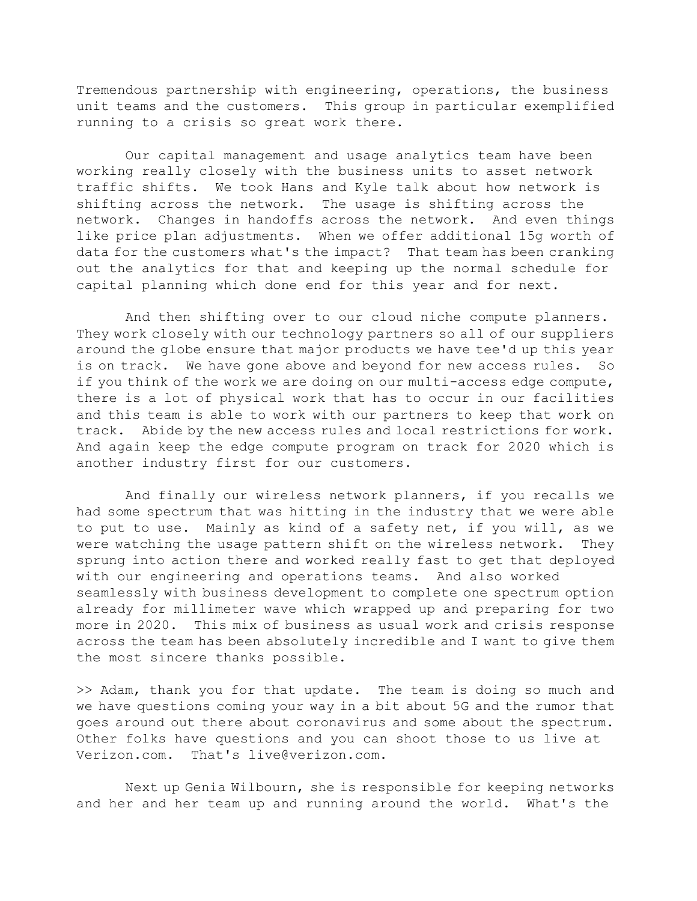Tremendous partnership with engineering, operations, the business unit teams and the customers. This group in particular exemplified running to a crisis so great work there.

Our capital management and usage analytics team have been working really closely with the business units to asset network traffic shifts. We took Hans and Kyle talk about how network is shifting across the network. The usage is shifting across the network. Changes in handoffs across the network. And even things like price plan adjustments. When we offer additional 15g worth of data for the customers what's the impact? That team has been cranking out the analytics for that and keeping up the normal schedule for capital planning which done end for this year and for next.

And then shifting over to our cloud niche compute planners. They work closely with our technology partners so all of our suppliers around the globe ensure that major products we have tee'd up this year is on track. We have gone above and beyond for new access rules. So if you think of the work we are doing on our multi-access edge compute, there is a lot of physical work that has to occur in our facilities and this team is able to work with our partners to keep that work on track. Abide by the new access rules and local restrictions for work. And again keep the edge compute program on track for 2020 which is another industry first for our customers.

And finally our wireless network planners, if you recalls we had some spectrum that was hitting in the industry that we were able to put to use. Mainly as kind of a safety net, if you will, as we were watching the usage pattern shift on the wireless network. They sprung into action there and worked really fast to get that deployed with our engineering and operations teams. And also worked seamlessly with business development to complete one spectrum option already for millimeter wave which wrapped up and preparing for two more in 2020. This mix of business as usual work and crisis response across the team has been absolutely incredible and I want to give them the most sincere thanks possible.

>> Adam, thank you for that update. The team is doing so much and we have questions coming your way in a bit about 5G and the rumor that goes around out there about coronavirus and some about the spectrum. Other folks have questions and you can shoot those to us live at Verizon.com. That's live@verizon.com.

Next up Genia Wilbourn, she is responsible for keeping networks and her and her team up and running around the world. What's the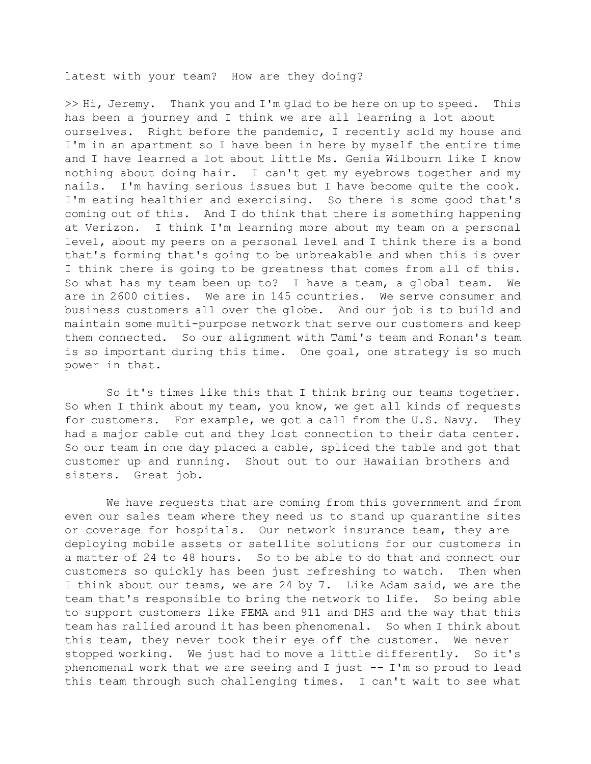latest with your team? How are they doing?

>> Hi, Jeremy. Thank you and I'm glad to be here on up to speed. This has been a journey and I think we are all learning a lot about ourselves. Right before the pandemic, I recently sold my house and I'm in an apartment so I have been in here by myself the entire time and I have learned a lot about little Ms. Genia Wilbourn like I know nothing about doing hair. I can't get my eyebrows together and my nails. I'm having serious issues but I have become quite the cook. I'm eating healthier and exercising. So there is some good that's coming out of this. And I do think that there is something happening at Verizon. I think I'm learning more about my team on a personal level, about my peers on a personal level and I think there is a bond that's forming that's going to be unbreakable and when this is over I think there is going to be greatness that comes from all of this. So what has my team been up to? I have a team, a global team. We are in 2600 cities. We are in 145 countries. We serve consumer and business customers all over the globe. And our job is to build and maintain some multi-purpose network that serve our customers and keep them connected. So our alignment with Tami's team and Ronan's team is so important during this time. One goal, one strategy is so much power in that.

So it's times like this that I think bring our teams together. So when I think about my team, you know, we get all kinds of requests for customers. For example, we got a call from the U.S. Navy. They had a major cable cut and they lost connection to their data center. So our team in one day placed a cable, spliced the table and got that customer up and running. Shout out to our Hawaiian brothers and sisters. Great job.

We have requests that are coming from this government and from even our sales team where they need us to stand up quarantine sites or coverage for hospitals. Our network insurance team, they are deploying mobile assets or satellite solutions for our customers in a matter of 24 to 48 hours. So to be able to do that and connect our customers so quickly has been just refreshing to watch. Then when I think about our teams, we are 24 by 7. Like Adam said, we are the team that's responsible to bring the network to life. So being able to support customers like FEMA and 911 and DHS and the way that this team has rallied around it has been phenomenal. So when I think about this team, they never took their eye off the customer. We never stopped working. We just had to move a little differently. So it's phenomenal work that we are seeing and I just -- I'm so proud to lead this team through such challenging times. I can't wait to see what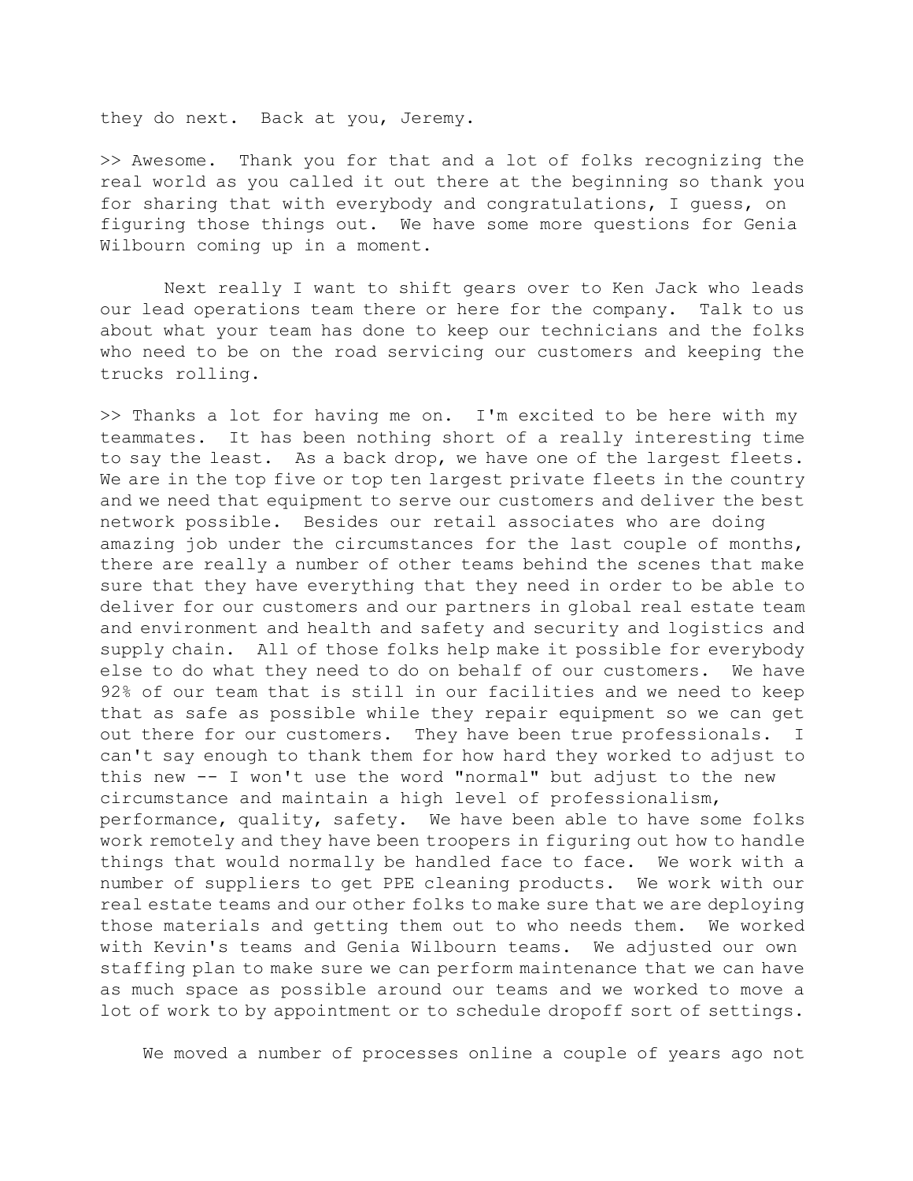they do next. Back at you, Jeremy.

>> Awesome. Thank you for that and a lot of folks recognizing the real world as you called it out there at the beginning so thank you for sharing that with everybody and congratulations, I guess, on figuring those things out. We have some more questions for Genia Wilbourn coming up in a moment.

Next really I want to shift gears over to Ken Jack who leads our lead operations team there or here for the company. Talk to us about what your team has done to keep our technicians and the folks who need to be on the road servicing our customers and keeping the trucks rolling.

>> Thanks a lot for having me on. I'm excited to be here with my teammates. It has been nothing short of a really interesting time to say the least. As a back drop, we have one of the largest fleets. We are in the top five or top ten largest private fleets in the country and we need that equipment to serve our customers and deliver the best network possible. Besides our retail associates who are doing amazing job under the circumstances for the last couple of months, there are really a number of other teams behind the scenes that make sure that they have everything that they need in order to be able to deliver for our customers and our partners in global real estate team and environment and health and safety and security and logistics and supply chain. All of those folks help make it possible for everybody else to do what they need to do on behalf of our customers. We have 92% of our team that is still in our facilities and we need to keep that as safe as possible while they repair equipment so we can get out there for our customers. They have been true professionals. I can't say enough to thank them for how hard they worked to adjust to this new -- I won't use the word "normal" but adjust to the new circumstance and maintain a high level of professionalism, performance, quality, safety. We have been able to have some folks work remotely and they have been troopers in figuring out how to handle things that would normally be handled face to face. We work with a number of suppliers to get PPE cleaning products. We work with our real estate teams and our other folks to make sure that we are deploying those materials and getting them out to who needs them. We worked with Kevin's teams and Genia Wilbourn teams. We adjusted our own staffing plan to make sure we can perform maintenance that we can have as much space as possible around our teams and we worked to move a lot of work to by appointment or to schedule dropoff sort of settings.

We moved a number of processes online a couple of years ago not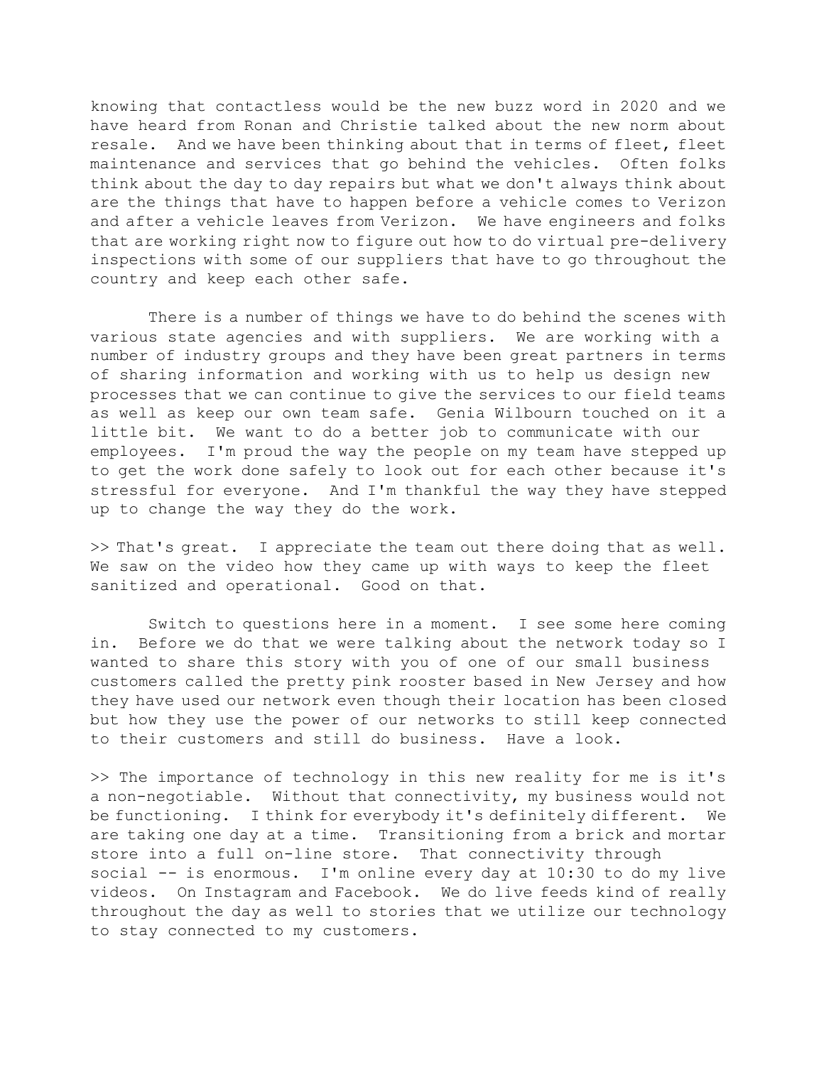knowing that contactless would be the new buzz word in 2020 and we have heard from Ronan and Christie talked about the new norm about resale. And we have been thinking about that in terms of fleet, fleet maintenance and services that go behind the vehicles. Often folks think about the day to day repairs but what we don't always think about are the things that have to happen before a vehicle comes to Verizon and after a vehicle leaves from Verizon. We have engineers and folks that are working right now to figure out how to do virtual pre-delivery inspections with some of our suppliers that have to go throughout the country and keep each other safe.

There is a number of things we have to do behind the scenes with various state agencies and with suppliers. We are working with a number of industry groups and they have been great partners in terms of sharing information and working with us to help us design new processes that we can continue to give the services to our field teams as well as keep our own team safe. Genia Wilbourn touched on it a little bit. We want to do a better job to communicate with our employees. I'm proud the way the people on my team have stepped up to get the work done safely to look out for each other because it's stressful for everyone. And I'm thankful the way they have stepped up to change the way they do the work.

>> That's great. I appreciate the team out there doing that as well. We saw on the video how they came up with ways to keep the fleet sanitized and operational. Good on that.

Switch to questions here in a moment. I see some here coming in. Before we do that we were talking about the network today so I wanted to share this story with you of one of our small business customers called the pretty pink rooster based in New Jersey and how they have used our network even though their location has been closed but how they use the power of our networks to still keep connected to their customers and still do business. Have a look.

>> The importance of technology in this new reality for me is it's a non-negotiable. Without that connectivity, my business would not be functioning. I think for everybody it's definitely different. We are taking one day at a time. Transitioning from a brick and mortar store into a full on-line store. That connectivity through social -- is enormous. I'm online every day at 10:30 to do my live videos. On Instagram and Facebook. We do live feeds kind of really throughout the day as well to stories that we utilize our technology to stay connected to my customers.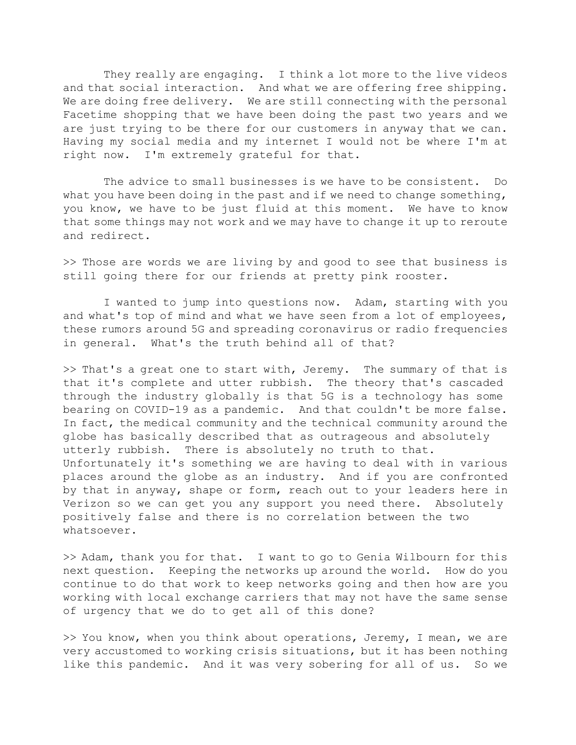They really are engaging. I think a lot more to the live videos and that social interaction. And what we are offering free shipping. We are doing free delivery. We are still connecting with the personal Facetime shopping that we have been doing the past two years and we are just trying to be there for our customers in anyway that we can. Having my social media and my internet I would not be where I'm at right now. I'm extremely grateful for that.

The advice to small businesses is we have to be consistent. Do what you have been doing in the past and if we need to change something, you know, we have to be just fluid at this moment. We have to know that some things may not work and we may have to change it up to reroute and redirect.

>> Those are words we are living by and good to see that business is still going there for our friends at pretty pink rooster.

I wanted to jump into questions now. Adam, starting with you and what's top of mind and what we have seen from a lot of employees, these rumors around 5G and spreading coronavirus or radio frequencies in general. What's the truth behind all of that?

>> That's a great one to start with, Jeremy. The summary of that is that it's complete and utter rubbish. The theory that's cascaded through the industry globally is that 5G is a technology has some bearing on COVID-19 as a pandemic. And that couldn't be more false. In fact, the medical community and the technical community around the globe has basically described that as outrageous and absolutely utterly rubbish. There is absolutely no truth to that. Unfortunately it's something we are having to deal with in various places around the globe as an industry. And if you are confronted by that in anyway, shape or form, reach out to your leaders here in Verizon so we can get you any support you need there. Absolutely positively false and there is no correlation between the two whatsoever.

>> Adam, thank you for that. I want to go to Genia Wilbourn for this next question. Keeping the networks up around the world. How do you continue to do that work to keep networks going and then how are you working with local exchange carriers that may not have the same sense of urgency that we do to get all of this done?

>> You know, when you think about operations, Jeremy, I mean, we are very accustomed to working crisis situations, but it has been nothing like this pandemic. And it was very sobering for all of us. So we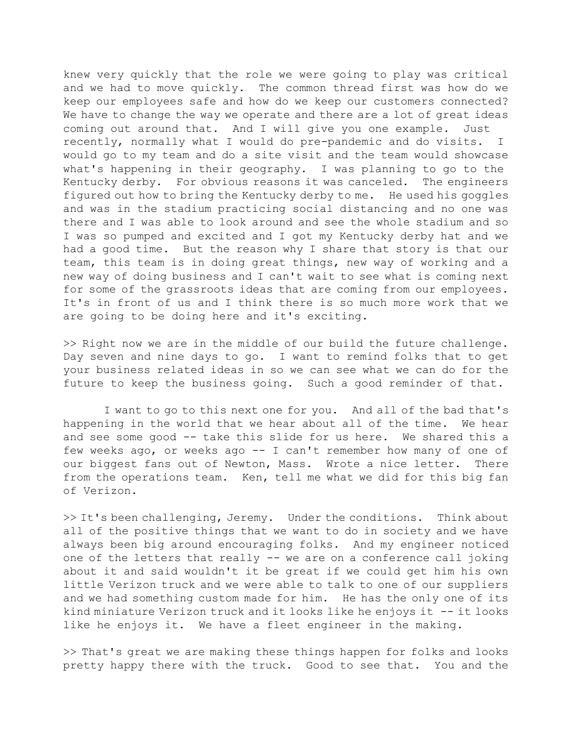knew very quickly that the role we were going to play was critical and we had to move quickly. The common thread first was how do we keep our employees safe and how do we keep our customers connected? We have to change the way we operate and there are a lot of great ideas coming out around that. And I will give you one example. Just recently, normally what I would do pre-pandemic and do visits. I would go to my team and do a site visit and the team would showcase what's happening in their geography. I was planning to go to the Kentucky derby. For obvious reasons it was canceled. The engineers figured out how to bring the Kentucky derby to me. He used his goggles and was in the stadium practicing social distancing and no one was there and I was able to look around and see the whole stadium and so I was so pumped and excited and I got my Kentucky derby hat and we had a good time. But the reason why I share that story is that our team, this team is in doing great things, new way of working and a new way of doing business and I can't wait to see what is coming next for some of the grassroots ideas that are coming from our employees. It's in front of us and I think there is so much more work that we are going to be doing here and it's exciting.

>> Right now we are in the middle of our build the future challenge. Day seven and nine days to go. I want to remind folks that to get your business related ideas in so we can see what we can do for the future to keep the business going. Such a good reminder of that.

I want to go to this next one for you. And all of the bad that's happening in the world that we hear about all of the time. We hear and see some good -- take this slide for us here. We shared this a few weeks ago, or weeks ago -- I can't remember how many of one of our biggest fans out of Newton, Mass. Wrote a nice letter. There from the operations team. Ken, tell me what we did for this big fan of Verizon.

>> It's been challenging, Jeremy. Under the conditions. Think about all of the positive things that we want to do in society and we have always been big around encouraging folks. And my engineer noticed one of the letters that really -- we are on a conference call joking about it and said wouldn't it be great if we could get him his own little Verizon truck and we were able to talk to one of our suppliers and we had something custom made for him. He has the only one of its kind miniature Verizon truck and it looks like he enjoys it -- it looks like he enjoys it. We have a fleet engineer in the making.

>> That's great we are making these things happen for folks and looks pretty happy there with the truck. Good to see that. You and the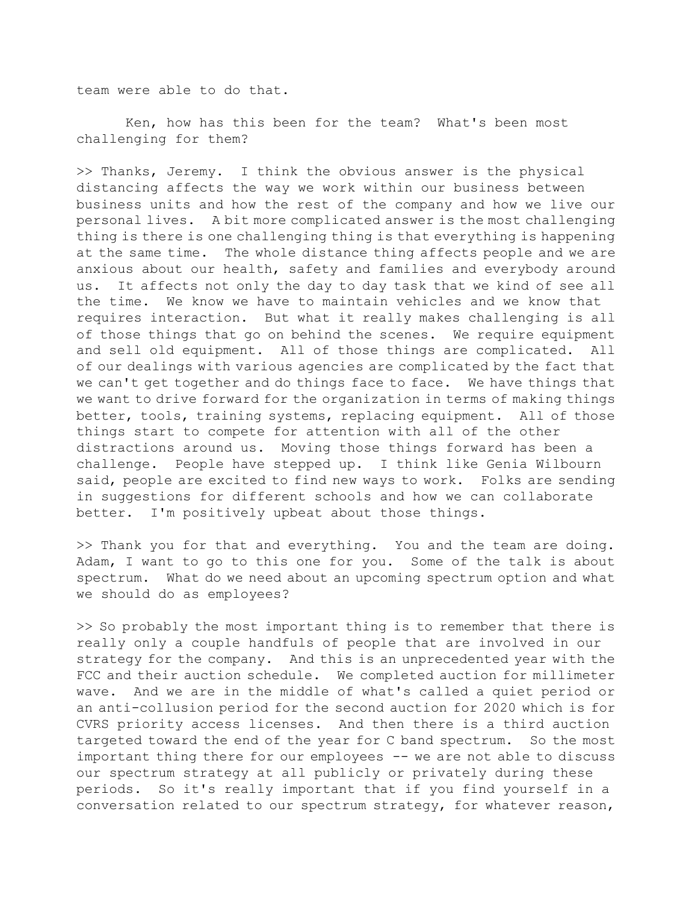team were able to do that.

Ken, how has this been for the team? What's been most challenging for them?

>> Thanks, Jeremy. I think the obvious answer is the physical distancing affects the way we work within our business between business units and how the rest of the company and how we live our personal lives. A bit more complicated answer is the most challenging thing is there is one challenging thing is that everything is happening at the same time. The whole distance thing affects people and we are anxious about our health, safety and families and everybody around us. It affects not only the day to day task that we kind of see all the time. We know we have to maintain vehicles and we know that requires interaction. But what it really makes challenging is all of those things that go on behind the scenes. We require equipment and sell old equipment. All of those things are complicated. All of our dealings with various agencies are complicated by the fact that we can't get together and do things face to face. We have things that we want to drive forward for the organization in terms of making things better, tools, training systems, replacing equipment. All of those things start to compete for attention with all of the other distractions around us. Moving those things forward has been a challenge. People have stepped up. I think like Genia Wilbourn said, people are excited to find new ways to work. Folks are sending in suggestions for different schools and how we can collaborate better. I'm positively upbeat about those things.

>> Thank you for that and everything. You and the team are doing. Adam, I want to go to this one for you. Some of the talk is about spectrum. What do we need about an upcoming spectrum option and what we should do as employees?

>> So probably the most important thing is to remember that there is really only a couple handfuls of people that are involved in our strategy for the company. And this is an unprecedented year with the FCC and their auction schedule. We completed auction for millimeter wave. And we are in the middle of what's called a quiet period or an anti-collusion period for the second auction for 2020 which is for CVRS priority access licenses. And then there is a third auction targeted toward the end of the year for C band spectrum. So the most important thing there for our employees -- we are not able to discuss our spectrum strategy at all publicly or privately during these periods. So it's really important that if you find yourself in a conversation related to our spectrum strategy, for whatever reason,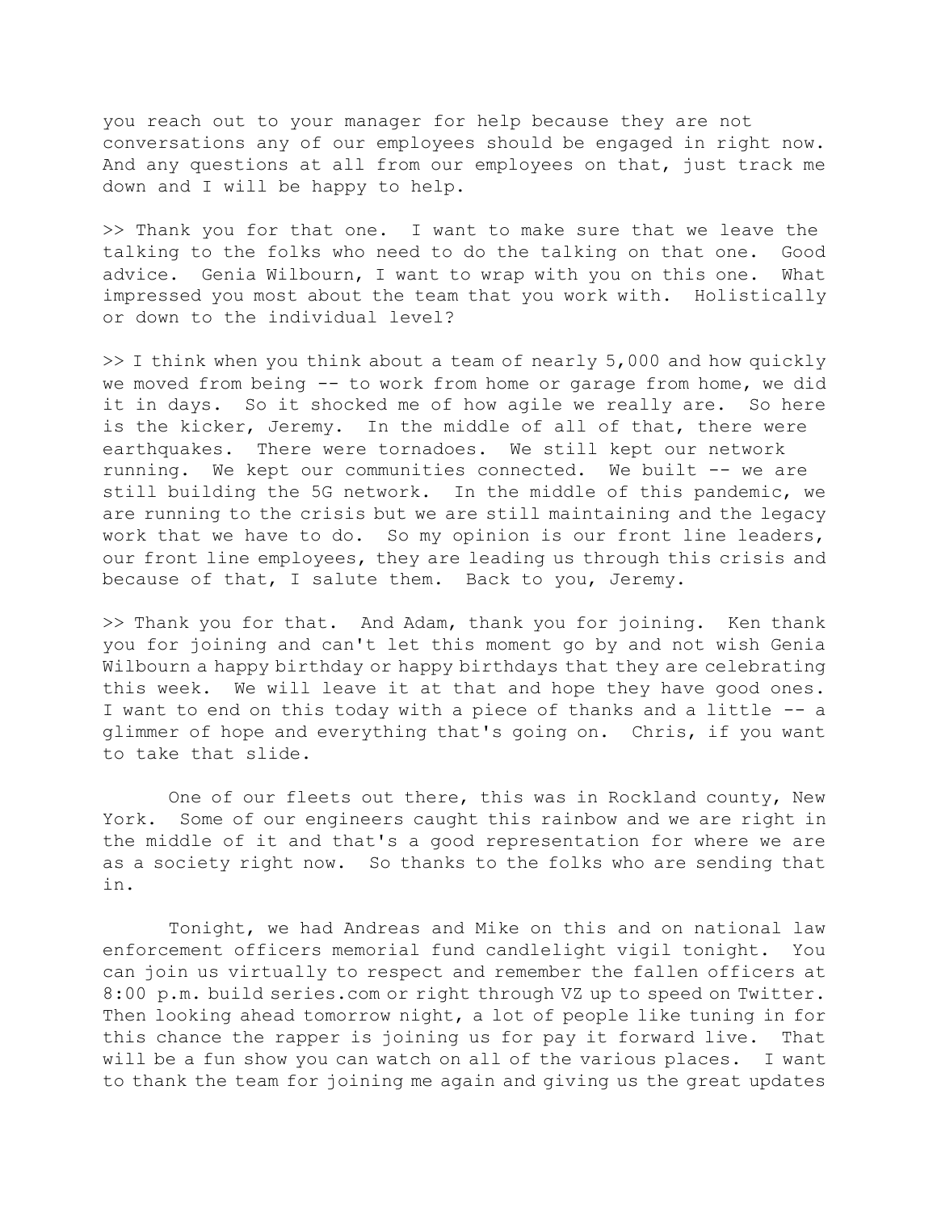you reach out to your manager for help because they are not conversations any of our employees should be engaged in right now. And any questions at all from our employees on that, just track me down and I will be happy to help.

>> Thank you for that one. I want to make sure that we leave the talking to the folks who need to do the talking on that one. Good advice. Genia Wilbourn, I want to wrap with you on this one. What impressed you most about the team that you work with. Holistically or down to the individual level?

>> I think when you think about a team of nearly 5,000 and how quickly we moved from being -- to work from home or garage from home, we did it in days. So it shocked me of how agile we really are. So here is the kicker, Jeremy. In the middle of all of that, there were earthquakes. There were tornadoes. We still kept our network running. We kept our communities connected. We built -- we are still building the 5G network. In the middle of this pandemic, we are running to the crisis but we are still maintaining and the legacy work that we have to do. So my opinion is our front line leaders, our front line employees, they are leading us through this crisis and because of that, I salute them. Back to you, Jeremy.

>> Thank you for that. And Adam, thank you for joining. Ken thank you for joining and can't let this moment go by and not wish Genia Wilbourn a happy birthday or happy birthdays that they are celebrating this week. We will leave it at that and hope they have good ones. I want to end on this today with a piece of thanks and a little -- a glimmer of hope and everything that's going on. Chris, if you want to take that slide.

One of our fleets out there, this was in Rockland county, New York. Some of our engineers caught this rainbow and we are right in the middle of it and that's a good representation for where we are as a society right now. So thanks to the folks who are sending that in.

Tonight, we had Andreas and Mike on this and on national law enforcement officers memorial fund candlelight vigil tonight. You can join us virtually to respect and remember the fallen officers at 8:00 p.m. build series.com or right through VZ up to speed on Twitter. Then looking ahead tomorrow night, a lot of people like tuning in for this chance the rapper is joining us for pay it forward live. That will be a fun show you can watch on all of the various places. I want to thank the team for joining me again and giving us the great updates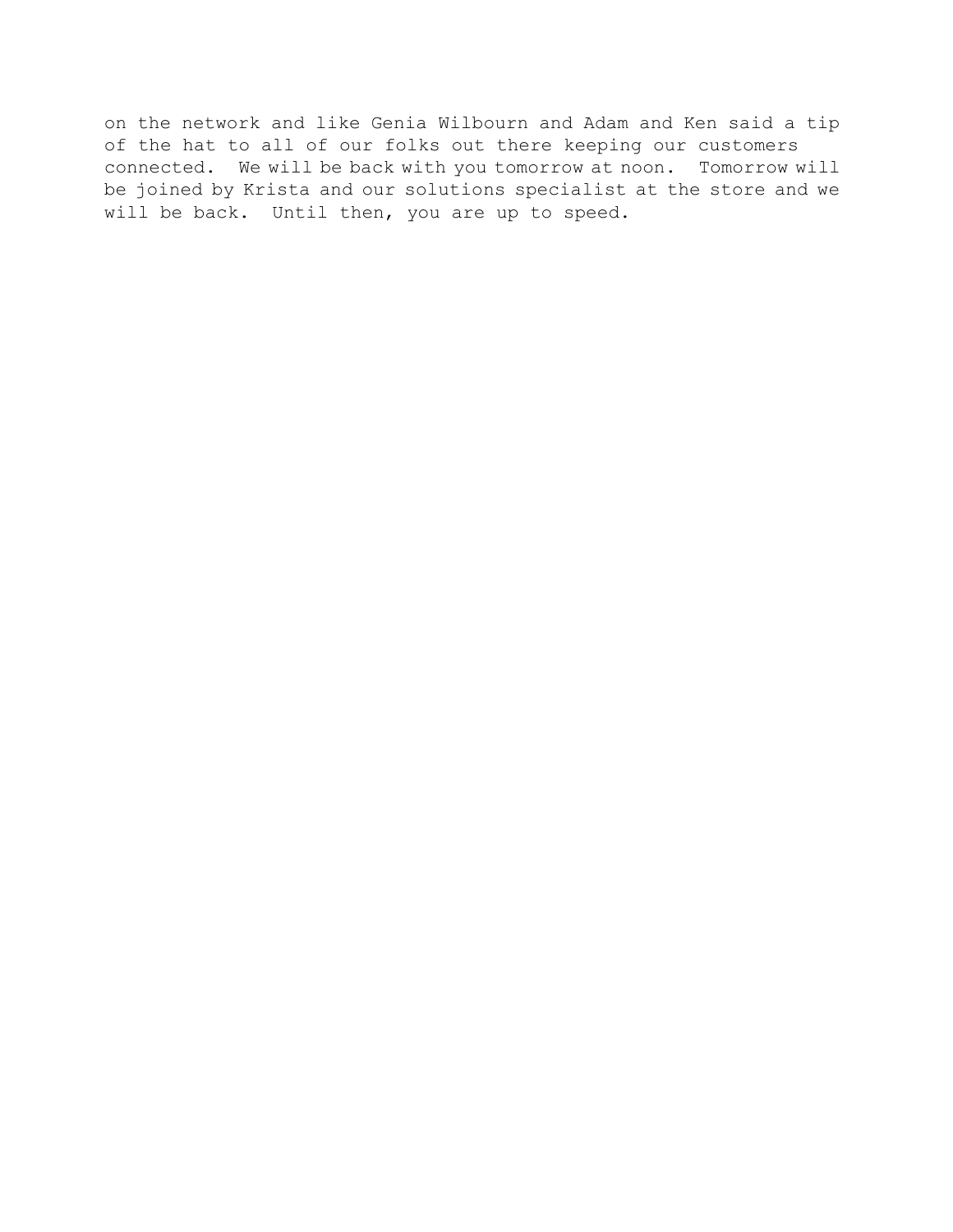on the network and like Genia Wilbourn and Adam and Ken said a tip of the hat to all of our folks out there keeping our customers connected. We will be back with you tomorrow at noon. Tomorrow will be joined by Krista and our solutions specialist at the store and we will be back. Until then, you are up to speed.